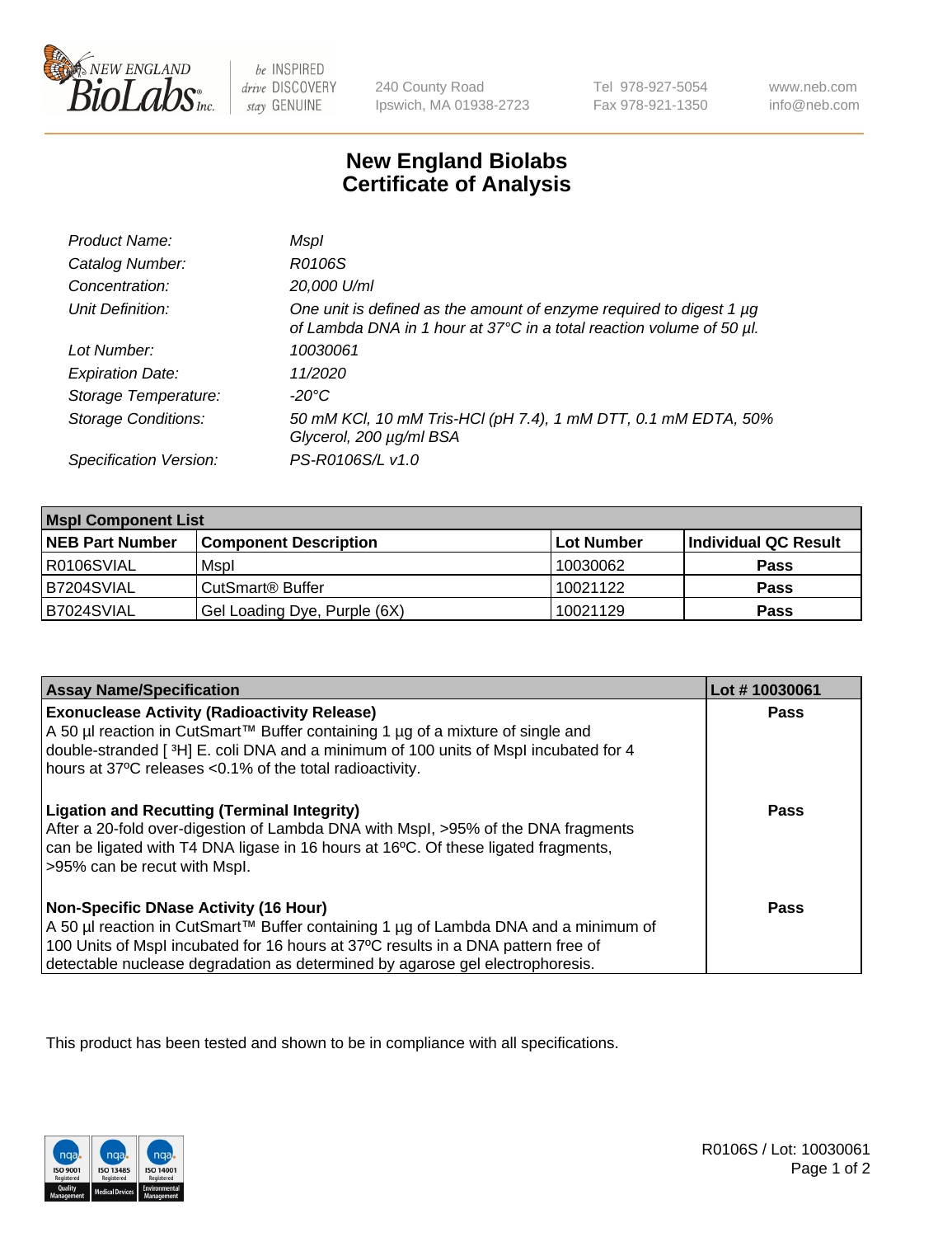New England BioLabs Inc. — be INSPIRED drive DISCOVERY stay GENUINE

240 County Road
Ipswich, MA 01938-2723

Tel 978-927-5054
Fax 978-921-1350

www.neb.com
info@neb.com

# New England Biolabs Certificate of Analysis

| | |
|---|---|
| *Product Name:* | *MspI* |
| *Catalog Number:* | *R0106S* |
| *Concentration:* | *20,000 U/ml* |
| *Unit Definition:* | *One unit is defined as the amount of enzyme required to digest 1 µg of Lambda DNA in 1 hour at 37°C in a total reaction volume of 50 µl.* |
| *Lot Number:* | *10030061* |
| *Expiration Date:* | *11/2020* |
| *Storage Temperature:* | *-20°C* |
| *Storage Conditions:* | *50 mM KCl, 10 mM Tris-HCl (pH 7.4), 1 mM DTT, 0.1 mM EDTA, 50% Glycerol, 200 µg/ml BSA* |
| *Specification Version:* | *PS-R0106S/L v1.0* |

| **MspI Component List** | | | |
|---|---|---|---|
| **NEB Part Number** | **Component Description** | **Lot Number** | **Individual QC Result** |
| R0106SVIAL | MspI | 10030062 | **Pass** |
| B7204SVIAL | CutSmart® Buffer | 10021122 | **Pass** |
| B7024SVIAL | Gel Loading Dye, Purple (6X) | 10021129 | **Pass** |

| **Assay Name/Specification** | **Lot # 10030061** |
|---|---|
| **Exonuclease Activity (Radioactivity Release)** A 50 µl reaction in CutSmart™ Buffer containing 1 µg of a mixture of single and double-stranded [ $^3$H] E. coli DNA and a minimum of 100 units of MspI incubated for 4 hours at 37ºC releases <0.1% of the total radioactivity. | **Pass** |
| **Ligation and Recutting (Terminal Integrity)** After a 20-fold over-digestion of Lambda DNA with MspI, >95% of the DNA fragments can be ligated with T4 DNA ligase in 16 hours at 16ºC. Of these ligated fragments, >95% can be recut with MspI. | **Pass** |
| **Non-Specific DNase Activity (16 Hour)** A 50 µl reaction in CutSmart™ Buffer containing 1 µg of Lambda DNA and a minimum of 100 Units of MspI incubated for 16 hours at 37ºC results in a DNA pattern free of detectable nuclease degradation as determined by agarose gel electrophoresis. | **Pass** |

This product has been tested and shown to be in compliance with all specifications.

R0106S / Lot: 10030061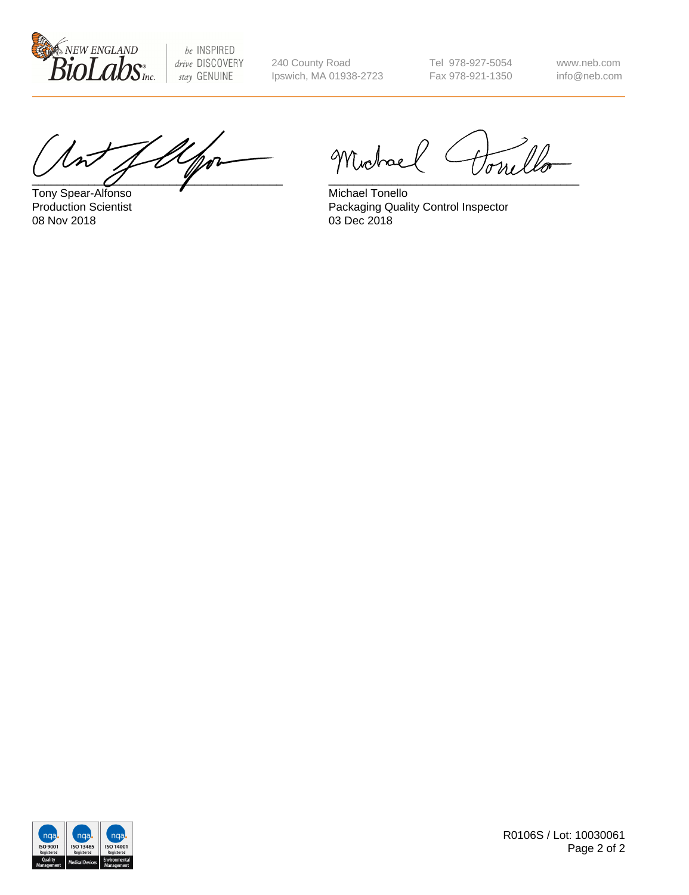Tony Spear-Alfonso
Production Scientist
08 Nov 2018

Michael Tonello
Packaging Quality Control Inspector
03 Dec 2018

R0106S / Lot: 10030061